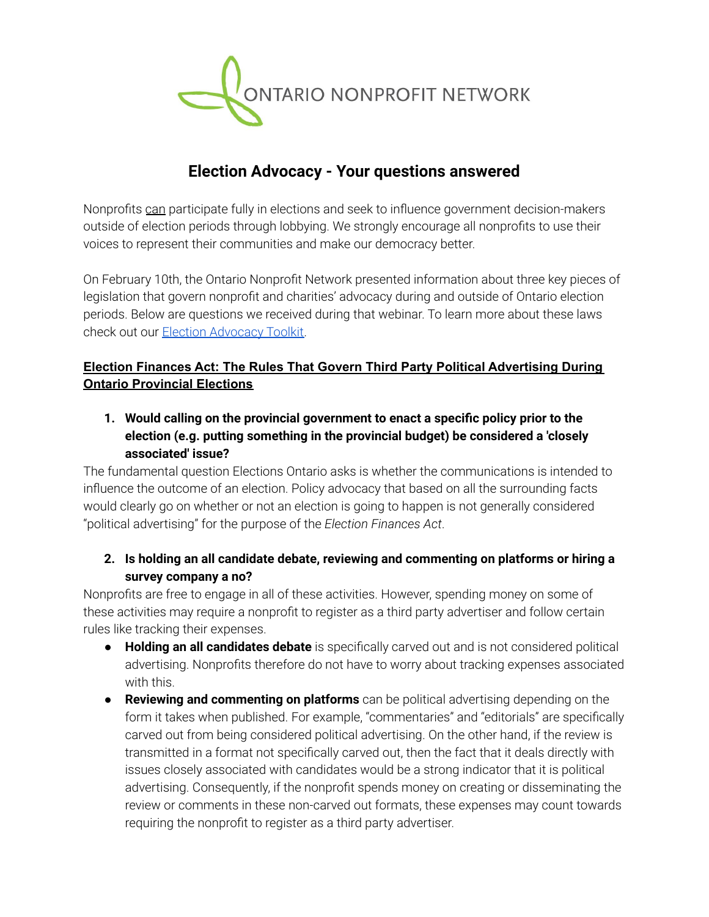ONTARIO NONPROFIT NETWORK

# Election Advocacy - Your questions answered

Nonprofits can participate fully in elections and seek to influence government decision-makers outside of election periods through lobbying. We strongly encourage all nonprofits to use their voices to represent their communities and make our democracy better.

On February 10th, the Ontario Nonprofit Network presented information about three key pieces of legislation that govern nonprofit and charities' advocacy during and outside of Ontario election periods. Below are questions we received during that webinar. To learn more about these laws check out our [Election Advocacy Toolkit](#).

## Election Finances Act: The Rules That Govern Third Party Political Advertising During Ontario Provincial Elections

1. **Would calling on the provincial government to enact a specific policy prior to the election (e.g. putting something in the provincial budget) be considered a 'closely associated' issue?**

The fundamental question Elections Ontario asks is whether the communications is intended to influence the outcome of an election. Policy advocacy that based on all the surrounding facts would clearly go on whether or not an election is going to happen is not generally considered "political advertising" for the purpose of the *Election Finances Act*.

2. **Is holding an all candidate debate, reviewing and commenting on platforms or hiring a survey company a no?**

Nonprofits are free to engage in all of these activities. However, spending money on some of these activities may require a nonprofit to register as a third party advertiser and follow certain rules like tracking their expenses.

- **Holding an all candidates debate** is specifically carved out and is not considered political advertising. Nonprofits therefore do not have to worry about tracking expenses associated with this.
- **Reviewing and commenting on platforms** can be political advertising depending on the form it takes when published. For example, "commentaries" and "editorials" are specifically carved out from being considered political advertising. On the other hand, if the review is transmitted in a format not specifically carved out, then the fact that it deals directly with issues closely associated with candidates would be a strong indicator that it is political advertising. Consequently, if the nonprofit spends money on creating or disseminating the review or comments in these non-carved out formats, these expenses may count towards requiring the nonprofit to register as a third party advertiser.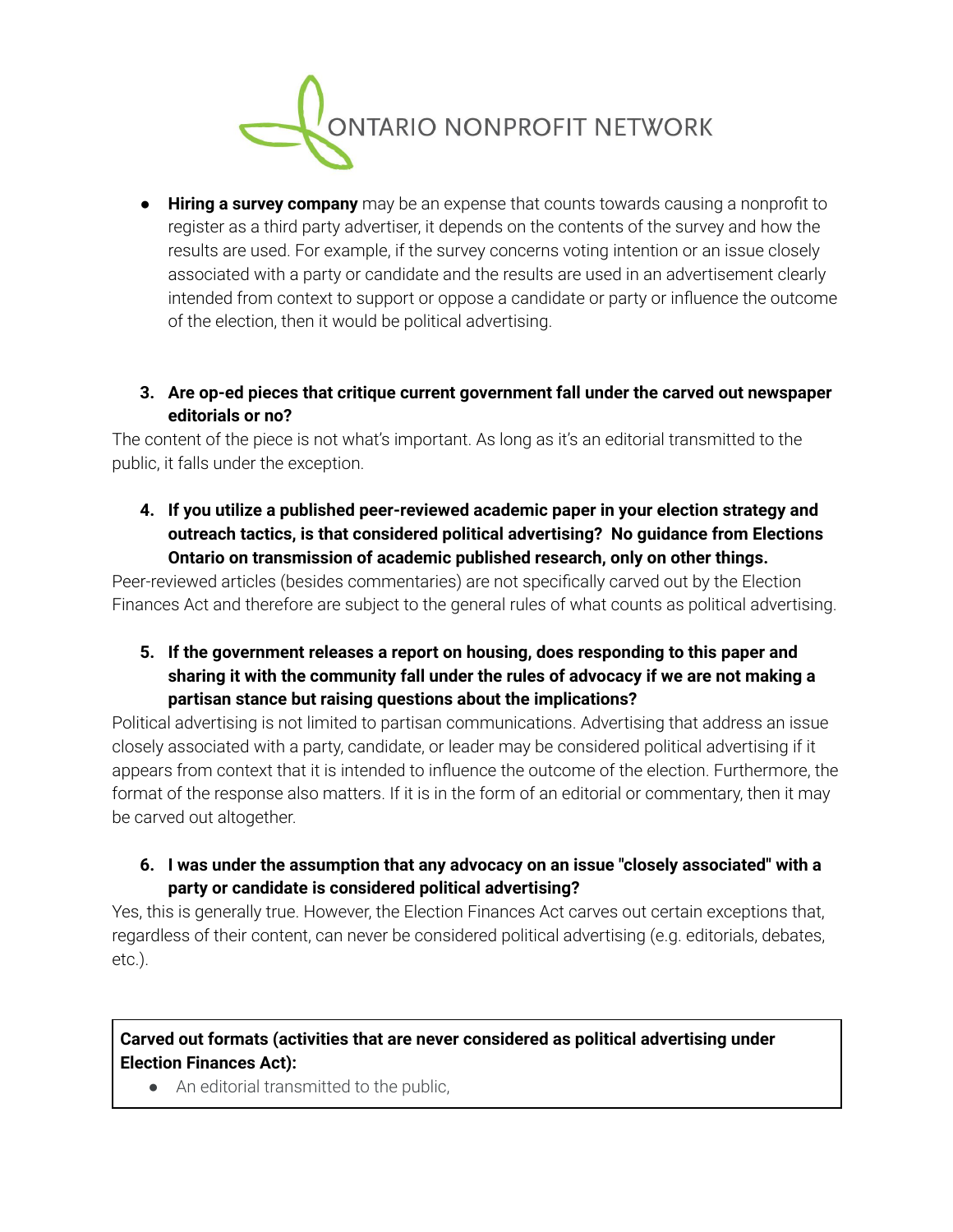- **Hiring a survey company** may be an expense that counts towards causing a nonprofit to register as a third party advertiser, it depends on the contents of the survey and how the results are used. For example, if the survey concerns voting intention or an issue closely associated with a party or candidate and the results are used in an advertisement clearly intended from context to support or oppose a candidate or party or influence the outcome of the election, then it would be political advertising.

3. **Are op-ed pieces that critique current government fall under the carved out newspaper editorials or no?**

The content of the piece is not what's important. As long as it's an editorial transmitted to the public, it falls under the exception.

4. **If you utilize a published peer-reviewed academic paper in your election strategy and outreach tactics, is that considered political advertising? No guidance from Elections Ontario on transmission of academic published research, only on other things.**

Peer-reviewed articles (besides commentaries) are not specifically carved out by the Election Finances Act and therefore are subject to the general rules of what counts as political advertising.

5. **If the government releases a report on housing, does responding to this paper and sharing it with the community fall under the rules of advocacy if we are not making a partisan stance but raising questions about the implications?**

Political advertising is not limited to partisan communications. Advertising that address an issue closely associated with a party, candidate, or leader may be considered political advertising if it appears from context that it is intended to influence the outcome of the election. Furthermore, the format of the response also matters. If it is in the form of an editorial or commentary, then it may be carved out altogether.

6. **I was under the assumption that any advocacy on an issue "closely associated" with a party or candidate is considered political advertising?**

Yes, this is generally true. However, the Election Finances Act carves out certain exceptions that, regardless of their content, can never be considered political advertising (e.g. editorials, debates, etc.).

**Carved out formats (activities that are never considered as political advertising under Election Finances Act):**

- An editorial transmitted to the public,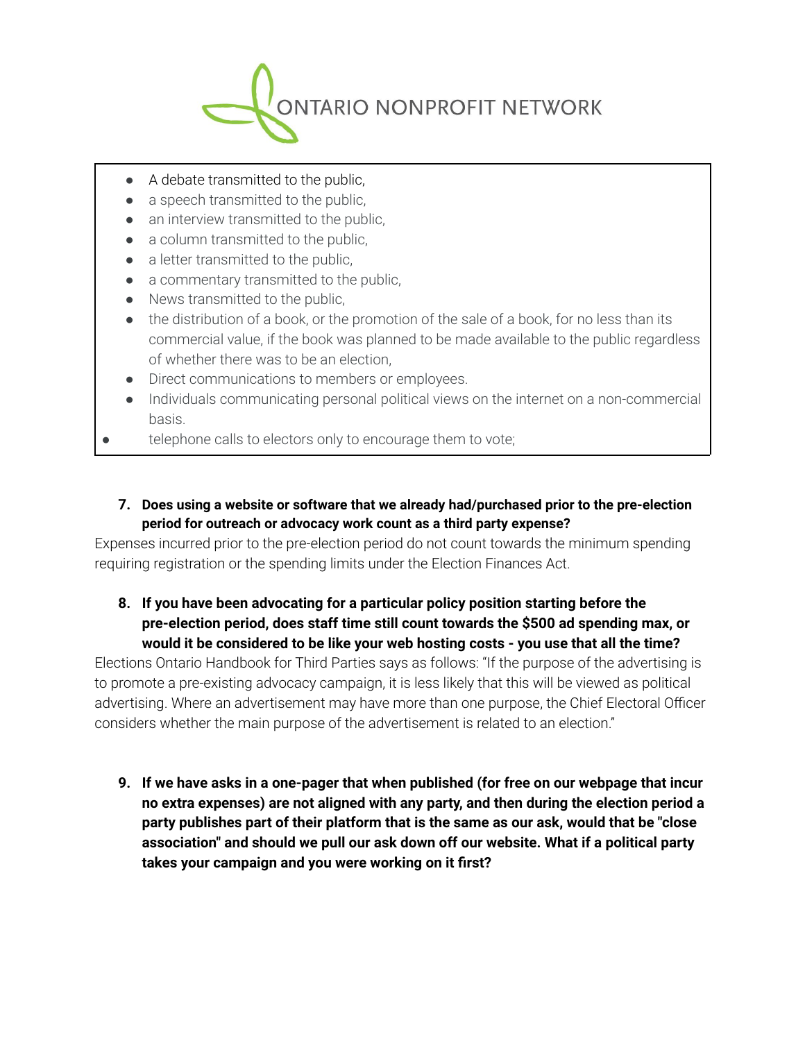- A debate transmitted to the public,
- a speech transmitted to the public,
- an interview transmitted to the public,
- a column transmitted to the public,
- a letter transmitted to the public,
- a commentary transmitted to the public,
- News transmitted to the public,
- the distribution of a book, or the promotion of the sale of a book, for no less than its commercial value, if the book was planned to be made available to the public regardless of whether there was to be an election,
- Direct communications to members or employees.
- Individuals communicating personal political views on the internet on a non-commercial basis.
- telephone calls to electors only to encourage them to vote;

7. **Does using a website or software that we already had/purchased prior to the pre-election period for outreach or advocacy work count as a third party expense?**

Expenses incurred prior to the pre-election period do not count towards the minimum spending requiring registration or the spending limits under the Election Finances Act.

8. **If you have been advocating for a particular policy position starting before the pre-election period, does staff time still count towards the $500 ad spending max, or would it be considered to be like your web hosting costs - you use that all the time?**

Elections Ontario Handbook for Third Parties says as follows: "If the purpose of the advertising is to promote a pre-existing advocacy campaign, it is less likely that this will be viewed as political advertising. Where an advertisement may have more than one purpose, the Chief Electoral Officer considers whether the main purpose of the advertisement is related to an election."

9. **If we have asks in a one-pager that when published (for free on our webpage that incur no extra expenses) are not aligned with any party, and then during the election period a party publishes part of their platform that is the same as our ask, would that be "close association" and should we pull our ask down off our website. What if a political party takes your campaign and you were working on it first?**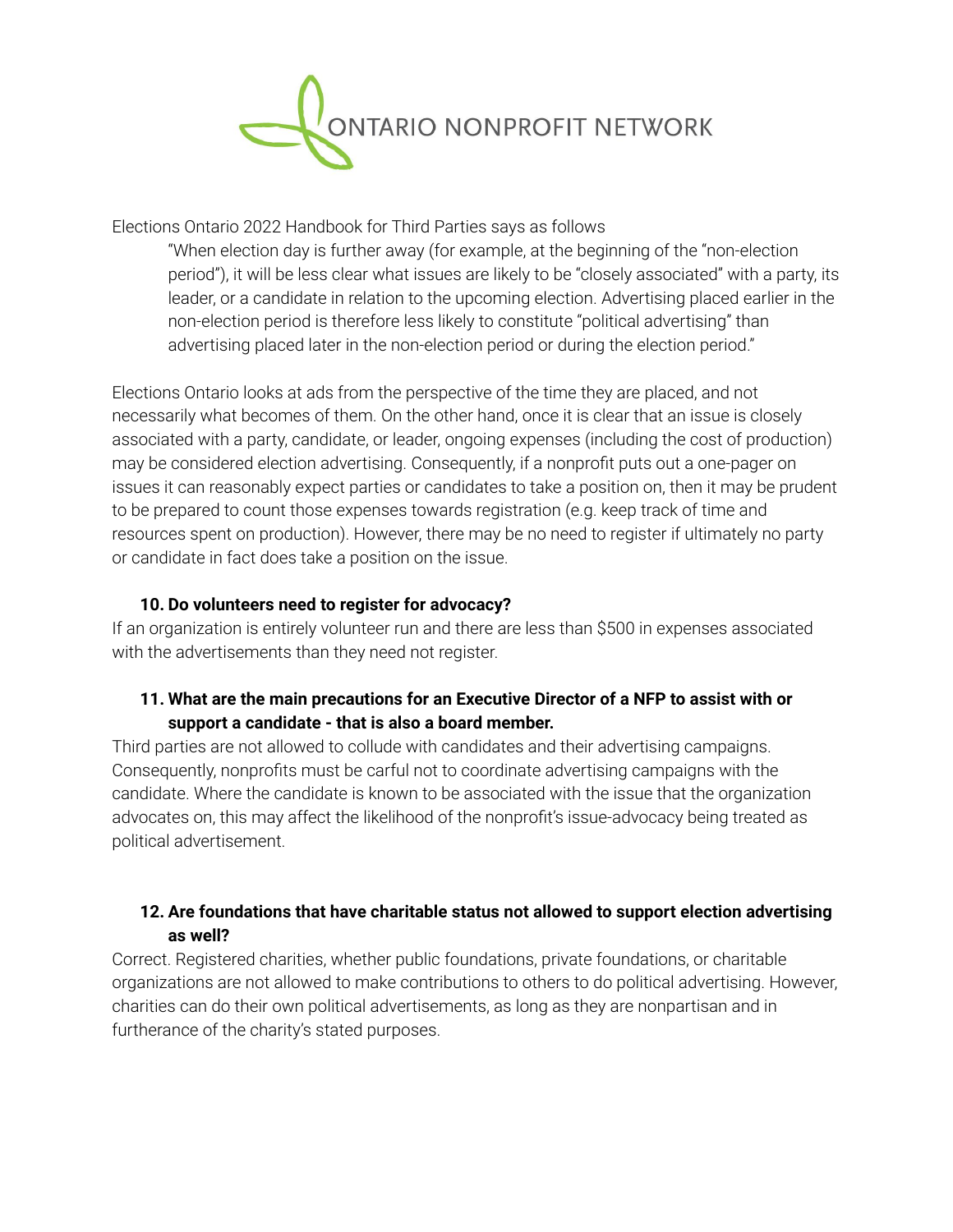ONTARIO NONPROFIT NETWORK

Elections Ontario 2022 Handbook for Third Parties says as follows

> "When election day is further away (for example, at the beginning of the "non-election period"), it will be less clear what issues are likely to be "closely associated" with a party, its leader, or a candidate in relation to the upcoming election. Advertising placed earlier in the non-election period is therefore less likely to constitute "political advertising" than advertising placed later in the non-election period or during the election period."

Elections Ontario looks at ads from the perspective of the time they are placed, and not necessarily what becomes of them. On the other hand, once it is clear that an issue is closely associated with a party, candidate, or leader, ongoing expenses (including the cost of production) may be considered election advertising. Consequently, if a nonprofit puts out a one-pager on issues it can reasonably expect parties or candidates to take a position on, then it may be prudent to be prepared to count those expenses towards registration (e.g. keep track of time and resources spent on production). However, there may be no need to register if ultimately no party or candidate in fact does take a position on the issue.

### 10. Do volunteers need to register for advocacy?

If an organization is entirely volunteer run and there are less than $500 in expenses associated with the advertisements than they need not register.

### 11. What are the main precautions for an Executive Director of a NFP to assist with or support a candidate - that is also a board member.

Third parties are not allowed to collude with candidates and their advertising campaigns. Consequently, nonprofits must be carful not to coordinate advertising campaigns with the candidate. Where the candidate is known to be associated with the issue that the organization advocates on, this may affect the likelihood of the nonprofit's issue-advocacy being treated as political advertisement.

### 12. Are foundations that have charitable status not allowed to support election advertising as well?

Correct. Registered charities, whether public foundations, private foundations, or charitable organizations are not allowed to make contributions to others to do political advertising. However, charities can do their own political advertisements, as long as they are nonpartisan and in furtherance of the charity's stated purposes.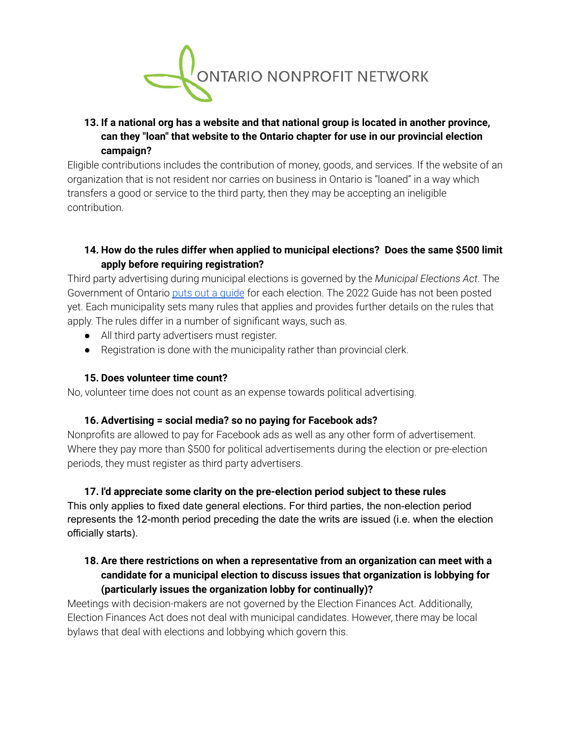ONTARIO NONPROFIT NETWORK

**13. If a national org has a website and that national group is located in another province, can they "loan" that website to the Ontario chapter for use in our provincial election campaign?**

Eligible contributions includes the contribution of money, goods, and services. If the website of an organization that is not resident nor carries on business in Ontario is "loaned" in a way which transfers a good or service to the third party, then they may be accepting an ineligible contribution.

**14. How do the rules differ when applied to municipal elections? Does the same $500 limit apply before requiring registration?**

Third party advertising during municipal elections is governed by the *Municipal Elections Act*. The Government of Ontario [puts out a guide]() for each election. The 2022 Guide has not been posted yet. Each municipality sets many rules that applies and provides further details on the rules that apply. The rules differ in a number of significant ways, such as.

- All third party advertisers must register.
- Registration is done with the municipality rather than provincial clerk.

**15. Does volunteer time count?**

No, volunteer time does not count as an expense towards political advertising.

**16. Advertising = social media? so no paying for Facebook ads?**

Nonprofits are allowed to pay for Facebook ads as well as any other form of advertisement. Where they pay more than $500 for political advertisements during the election or pre-election periods, they must register as third party advertisers.

**17. I'd appreciate some clarity on the pre-election period subject to these rules**

This only applies to fixed date general elections. For third parties, the non-election period represents the 12-month period preceding the date the writs are issued (i.e. when the election officially starts).

**18. Are there restrictions on when a representative from an organization can meet with a candidate for a municipal election to discuss issues that organization is lobbying for (particularly issues the organization lobby for continually)?**

Meetings with decision-makers are not governed by the Election Finances Act. Additionally, Election Finances Act does not deal with municipal candidates. However, there may be local bylaws that deal with elections and lobbying which govern this.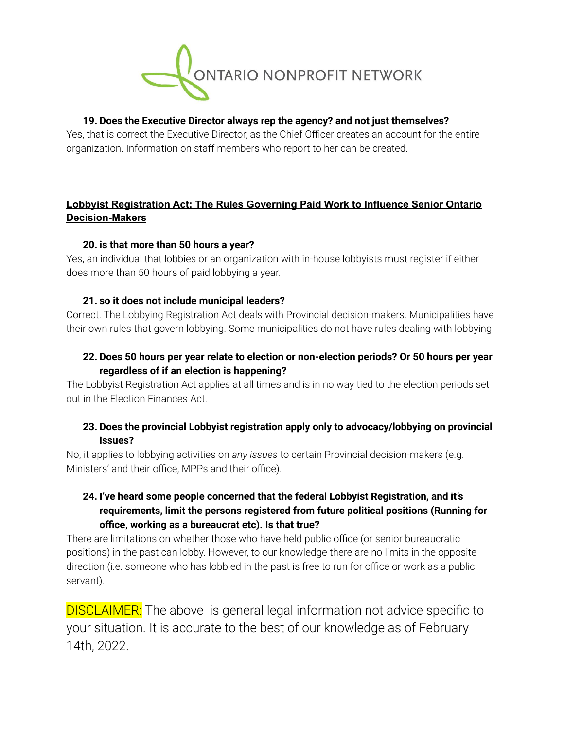**19. Does the Executive Director always rep the agency? and not just themselves?**

Yes, that is correct the Executive Director, as the Chief Officer creates an account for the entire organization. Information on staff members who report to her can be created.

**Lobbyist Registration Act: The Rules Governing Paid Work to Influence Senior Ontario Decision-Makers**

**20. is that more than 50 hours a year?**

Yes, an individual that lobbies or an organization with in-house lobbyists must register if either does more than 50 hours of paid lobbying a year.

**21. so it does not include municipal leaders?**

Correct. The Lobbying Registration Act deals with Provincial decision-makers. Municipalities have their own rules that govern lobbying. Some municipalities do not have rules dealing with lobbying.

**22. Does 50 hours per year relate to election or non-election periods? Or 50 hours per year regardless of if an election is happening?**

The Lobbyist Registration Act applies at all times and is in no way tied to the election periods set out in the Election Finances Act.

**23. Does the provincial Lobbyist registration apply only to advocacy/lobbying on provincial issues?**

No, it applies to lobbying activities on *any issues* to certain Provincial decision-makers (e.g. Ministers' and their office, MPPs and their office).

**24. I've heard some people concerned that the federal Lobbyist Registration, and it's requirements, limit the persons registered from future political positions (Running for office, working as a bureaucrat etc). Is that true?**

There are limitations on whether those who have held public office (or senior bureaucratic positions) in the past can lobby. However, to our knowledge there are no limits in the opposite direction (i.e. someone who has lobbied in the past is free to run for office or work as a public servant).

DISCLAIMER: The above is general legal information not advice specific to your situation. It is accurate to the best of our knowledge as of February 14th, 2022.